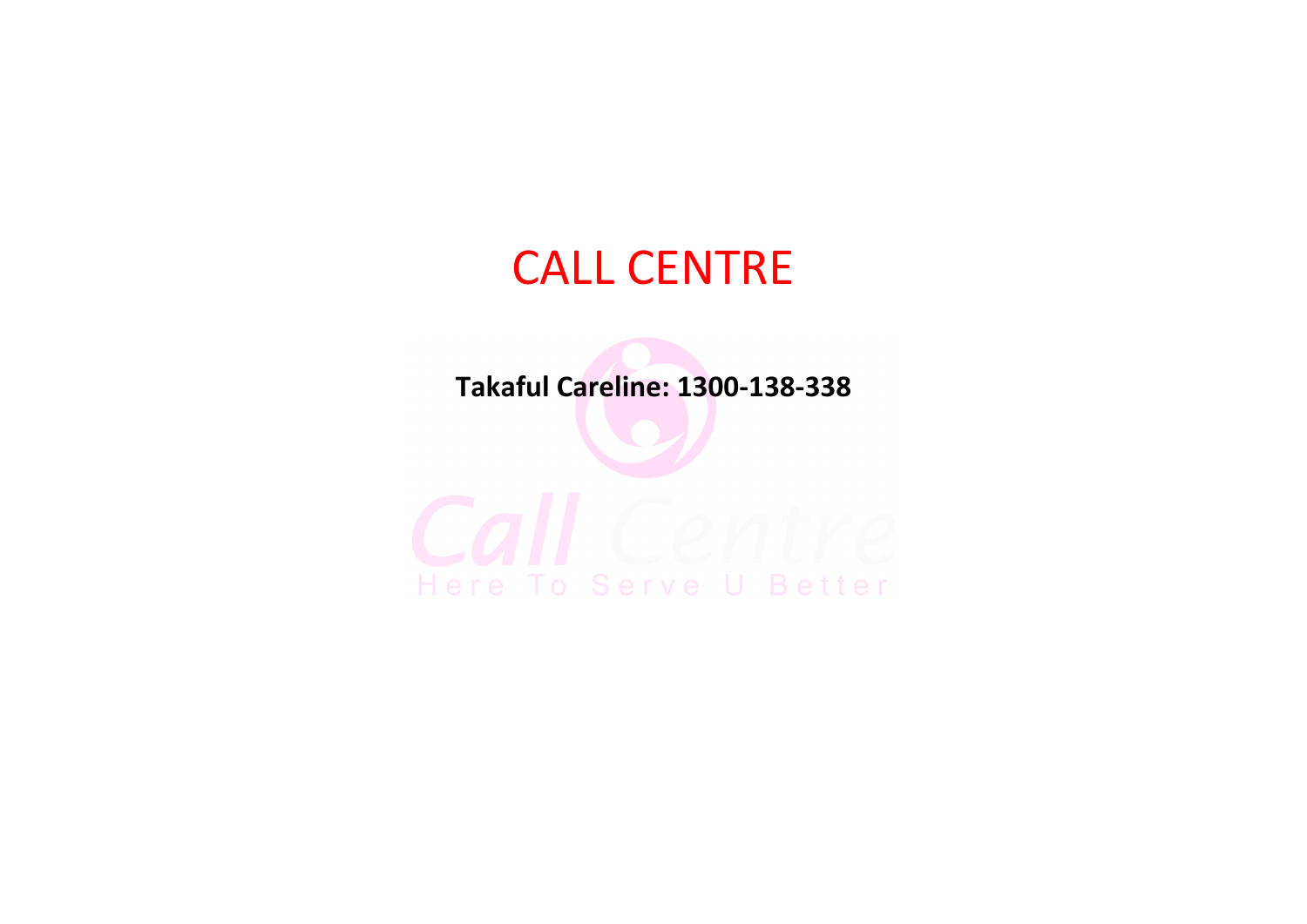# CALL CENTRE

**Takaful Careline: 1300-138-338**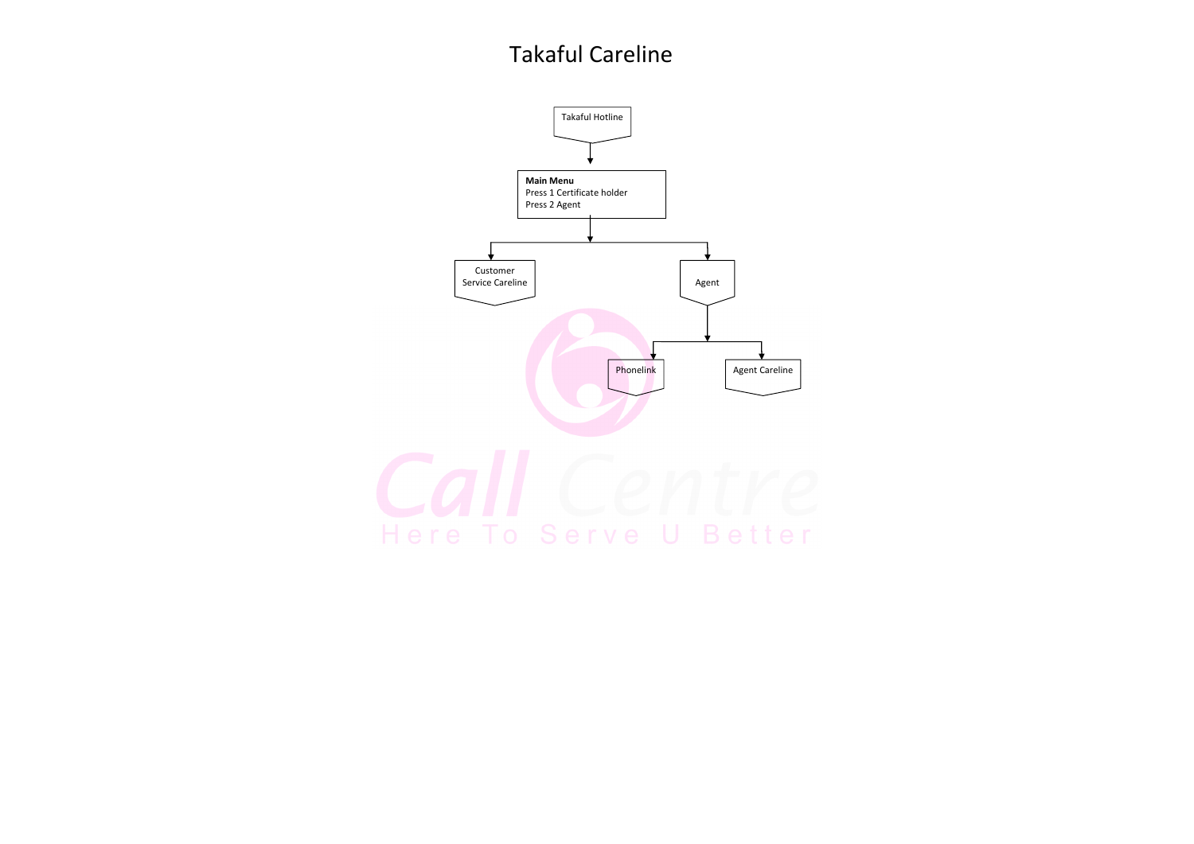# Takaful Careline

Takaful Hotline

**Main Menu**
Press 1 Certificate holder
Press 2 Agent

Customer Service Careline

Agent

Phonelink

Agent Careline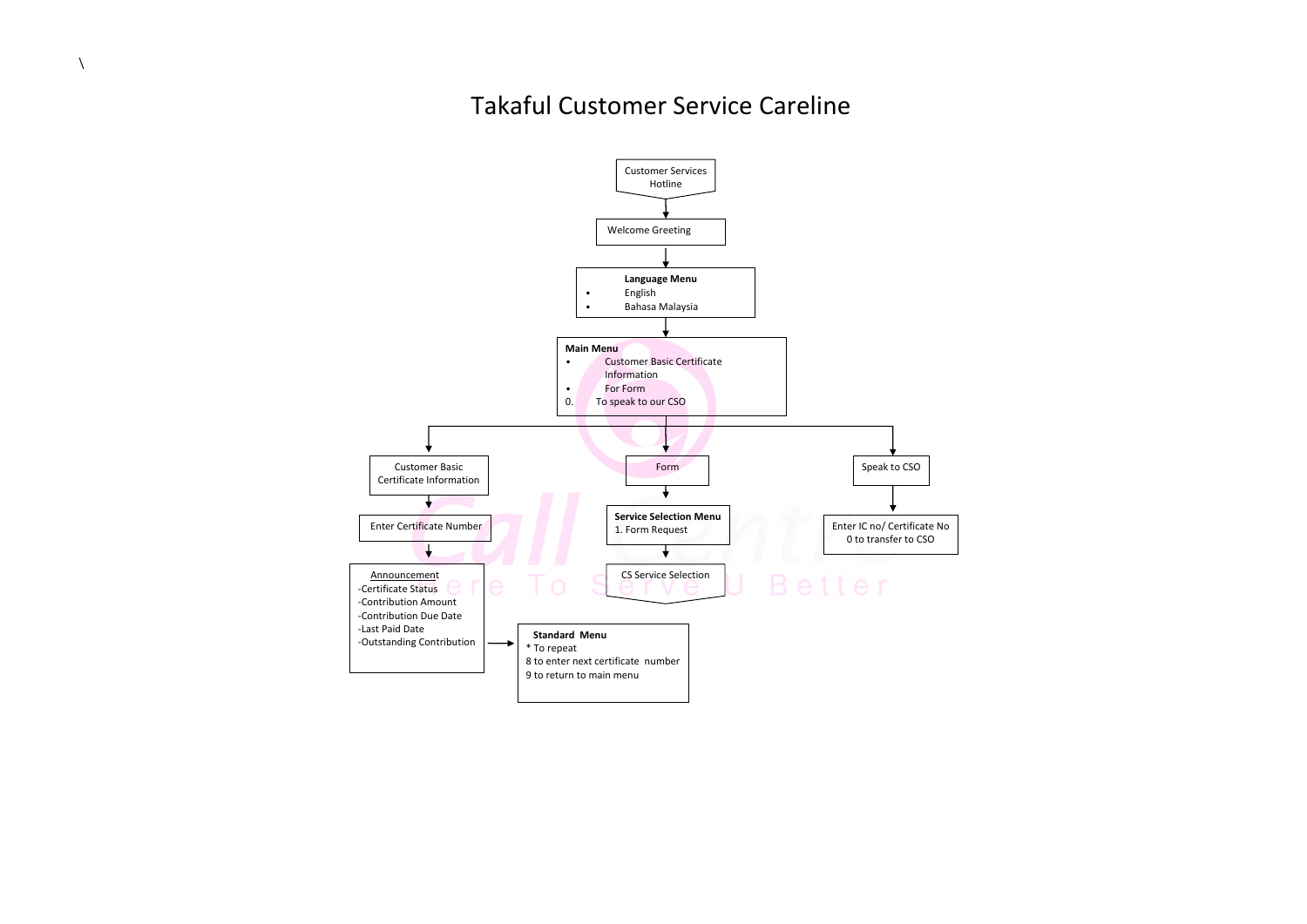\

# Takaful Customer Service Careline

Customer Services Hotline

Welcome Greeting

**Language Menu**

- English
- Bahasa Malaysia

**Main Menu**

- Customer Basic Certificate Information
- For Form

0. To speak to our CSO

Customer Basic Certificate Information

Enter Certificate Number

Announcement
-Certificate Status
-Contribution Amount
-Contribution Due Date
-Last Paid Date
-Outstanding Contribution

**Standard Menu**
* To repeat
8 to enter next certificate number
9 to return to main menu

Form

**Service Selection Menu**
1. Form Request

CS Service Selection

Speak to CSO

Enter IC no/ Certificate No
0 to transfer to CSO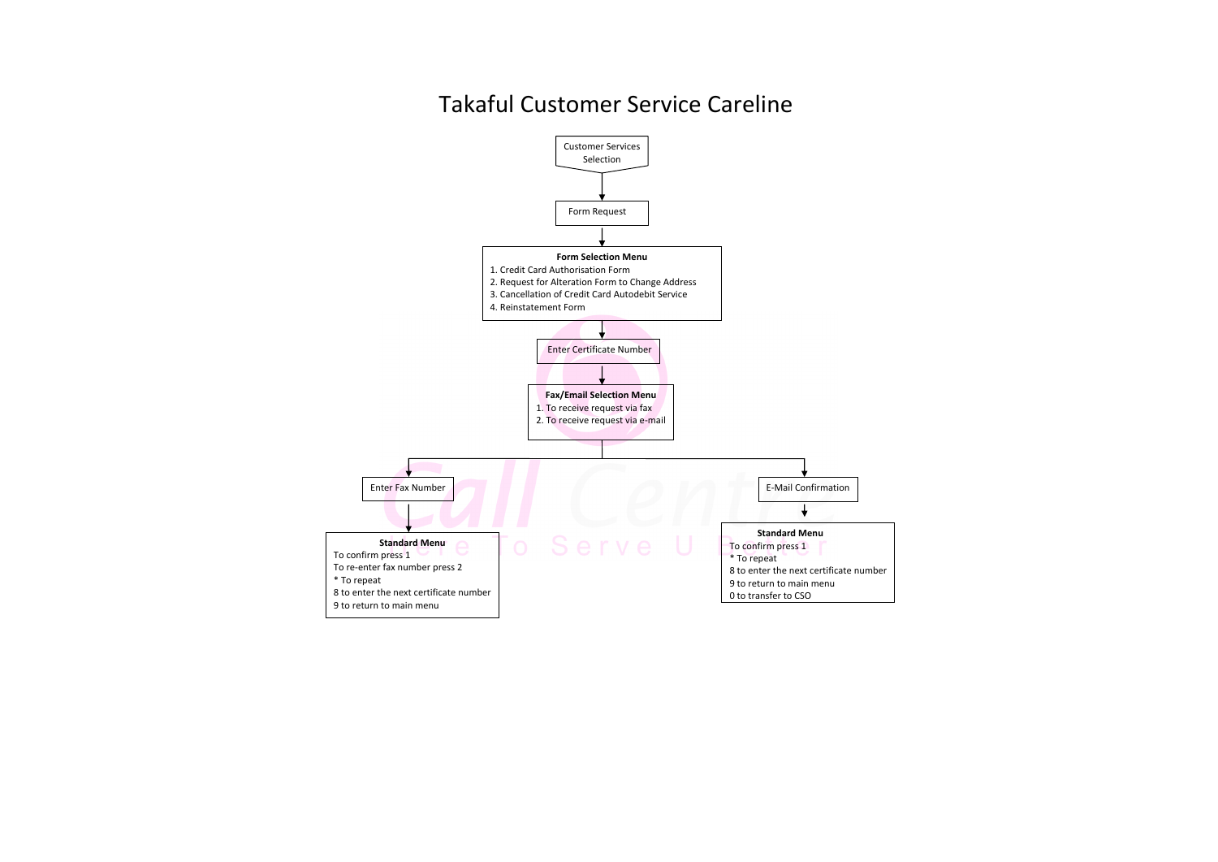# Takaful Customer Service Careline

Customer Services Selection

↓

Form Request

↓

**Form Selection Menu**

1. Credit Card Authorisation Form
2. Request for Alteration Form to Change Address
3. Cancellation of Credit Card Autodebit Service
4. Reinstatement Form

↓

Enter Certificate Number

↓

**Fax/Email Selection Menu**

1. To receive request via fax
2. To receive request via e-mail

↓

Enter Fax Number

↓

**Standard Menu**

To confirm press 1
To re-enter fax number press 2
* To repeat
8 to enter the next certificate number
9 to return to main menu

E-Mail Confirmation

↓

**Standard Menu**

To confirm press 1
* To repeat
8 to enter the next certificate number
9 to return to main menu
0 to transfer to CSO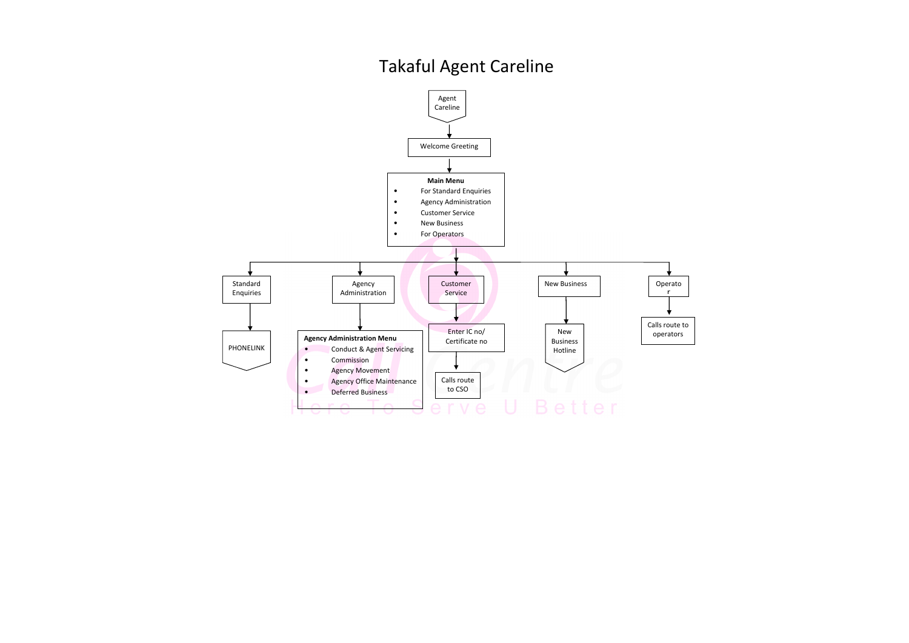# Takaful Agent Careline

Agent Careline

↓

Welcome Greeting

↓

**Main Menu**

- For Standard Enquiries
- Agency Administration
- Customer Service
- New Business
- For Operators

---

**Standard Enquiries**

↓

PHONELINK

---

**Agency Administration**

↓

**Agency Administration Menu**

- Conduct & Agent Servicing
- Commission
- Agency Movement
- Agency Office Maintenance
- Deferred Business

---

**Customer Service**

↓

Enter IC no/ Certificate no

↓

Calls route to CSO

---

**New Business**

↓

New Business Hotline

---

**Operato r**

↓

Calls route to operators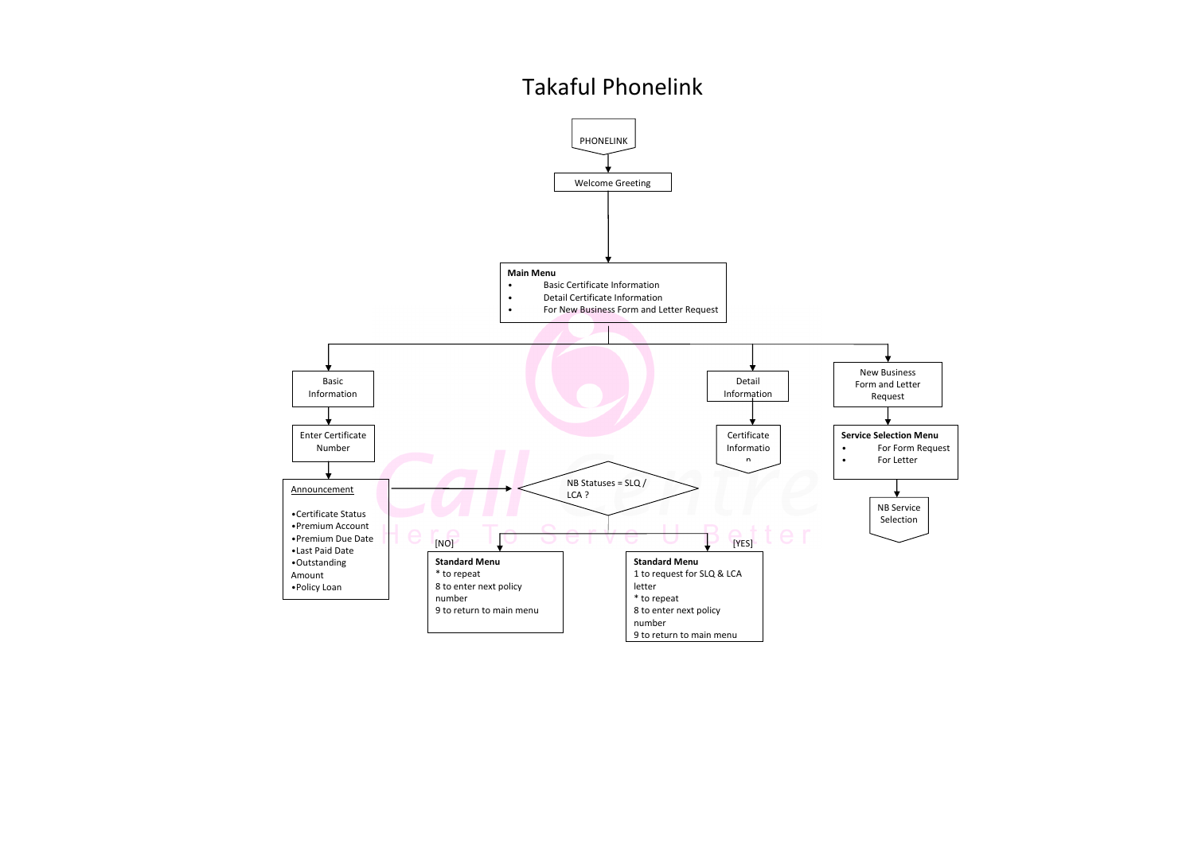# Takaful Phonelink

PHONELINK

Welcome Greeting

**Main Menu**

- Basic Certificate Information
- Detail Certificate Information
- For New Business Form and Letter Request

Basic Information

Enter Certificate Number

Announcement

- Certificate Status
- Premium Account
- Premium Due Date
- Last Paid Date
- Outstanding Amount
- Policy Loan

NB Statuses = SLQ / LCA ?

[NO]

**Standard Menu**
* to repeat
8 to enter next policy number
9 to return to main menu

[YES]

**Standard Menu**
1 to request for SLQ & LCA letter
* to repeat
8 to enter next policy number
9 to return to main menu

Detail Information

Certificate Information

New Business Form and Letter Request

**Service Selection Menu**

- For Form Request
- For Letter

NB Service Selection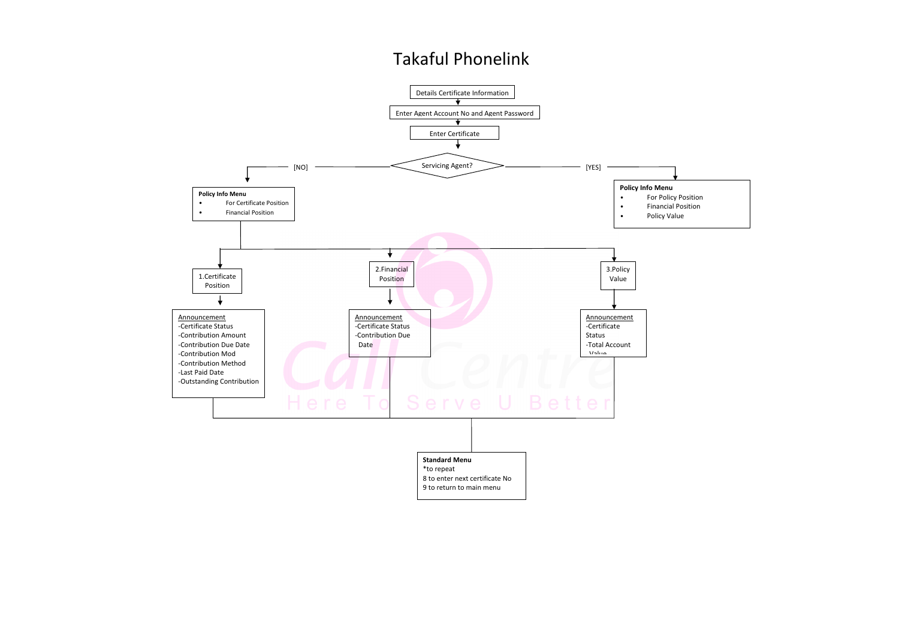# Takaful Phonelink

Details Certificate Information

Enter Agent Account No and Agent Password

Enter Certificate

Servicing Agent?

[NO]

[YES]

**Policy Info Menu**

- For Certificate Position
- Financial Position

**Policy Info Menu**

- For Policy Position
- Financial Position
- Policy Value

1.Certificate Position

2.Financial Position

3.Policy Value

Announcement
-Certificate Status
-Contribution Amount
-Contribution Due Date
-Contribution Mod
-Contribution Method
-Last Paid Date
-Outstanding Contribution

Announcement
-Certificate Status
-Contribution Due Date

Announcement
-Certificate Status
-Total Account Value

**Standard Menu**
*to repeat
8 to enter next certificate No
9 to return to main menu